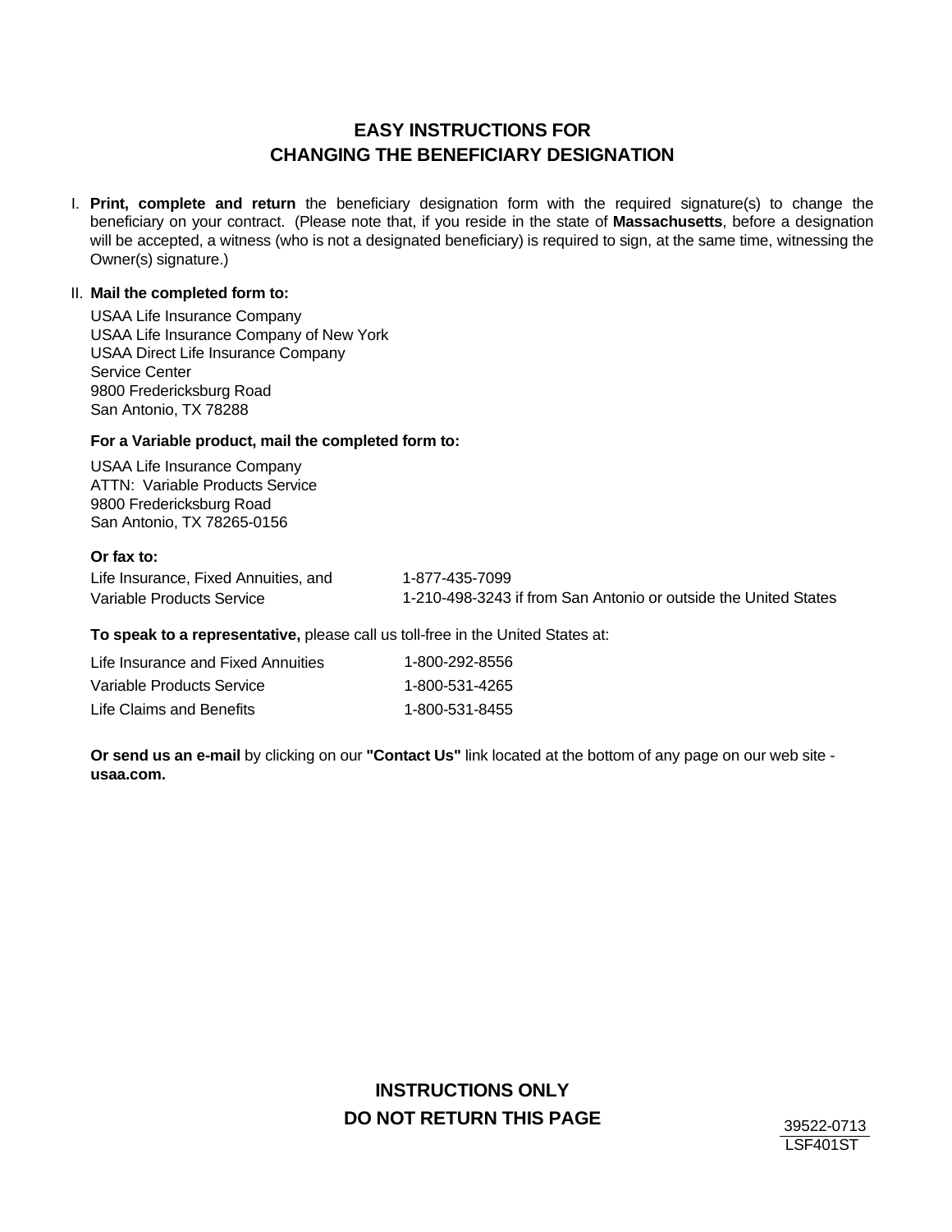# EASY INSTRUCTIONS FOR CHANGING THE BENEFICIARY DESIGNATION

I. **Print, complete and return** the beneficiary designation form with the required signature(s) to change the beneficiary on your contract. (Please note that, if you reside in the state of **Massachusetts**, before a designation will be accepted, a witness (who is not a designated beneficiary) is required to sign, at the same time, witnessing the Owner(s) signature.)

II. **Mail the completed form to:**

USAA Life Insurance Company
USAA Life Insurance Company of New York
USAA Direct Life Insurance Company
Service Center
9800 Fredericksburg Road
San Antonio, TX 78288

**For a Variable product, mail the completed form to:**

USAA Life Insurance Company
ATTN: Variable Products Service
9800 Fredericksburg Road
San Antonio, TX 78265-0156

**Or fax to:**

| | |
|---|---|
| Life Insurance, Fixed Annuities, and Variable Products Service | 1-877-435-7099<br>1-210-498-3243 if from San Antonio or outside the United States |

**To speak to a representative,** please call us toll-free in the United States at:

| | |
|---|---|
| Life Insurance and Fixed Annuities | 1-800-292-8556 |
| Variable Products Service | 1-800-531-4265 |
| Life Claims and Benefits | 1-800-531-8455 |

**Or send us an e-mail** by clicking on our **"Contact Us"** link located at the bottom of any page on our web site - **usaa.com.**

**INSTRUCTIONS ONLY**
**DO NOT RETURN THIS PAGE**

39522-0713
LSF401ST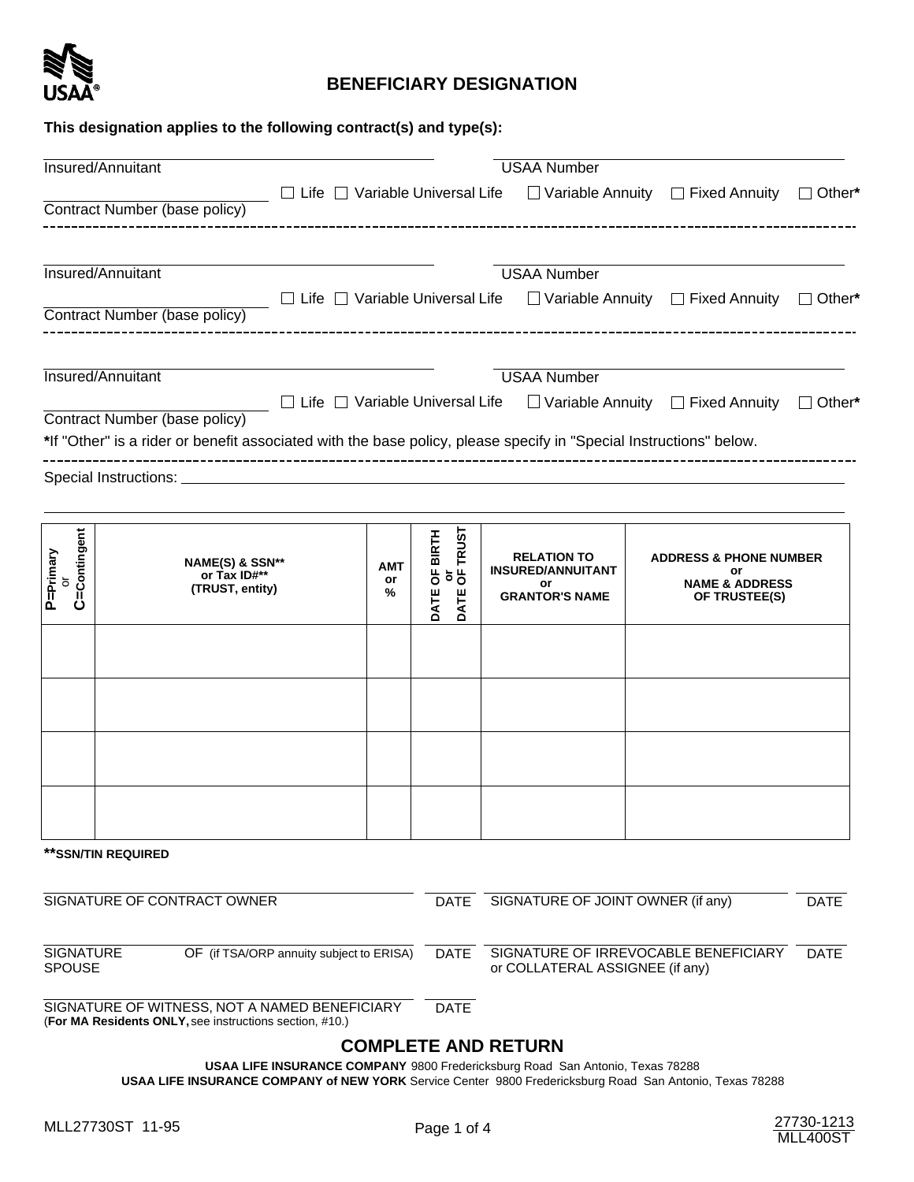USAA®

# BENEFICIARY DESIGNATION

**This designation applies to the following contract(s) and type(s):**

Insured/Annuitant ____________________ USAA Number ____________________

Contract Number (base policy) ____________________ ☐ Life ☐ Variable Universal Life ☐ Variable Annuity ☐ Fixed Annuity ☐ Other*

---

Insured/Annuitant ____________________ USAA Number ____________________

Contract Number (base policy) ____________________ ☐ Life ☐ Variable Universal Life ☐ Variable Annuity ☐ Fixed Annuity ☐ Other*

---

Insured/Annuitant ____________________ USAA Number ____________________

Contract Number (base policy) ____________________ ☐ Life ☐ Variable Universal Life ☐ Variable Annuity ☐ Fixed Annuity ☐ Other*

*If "Other" is a rider or benefit associated with the base policy, please specify in "Special Instructions" below.

---

Special Instructions: ____________________

| **P=Primary or C=Contingent** | **NAME(S) & SSN** or Tax ID#** (TRUST, entity)** | **AMT or %** | **DATE OF BIRTH or DATE OF TRUST** | **RELATION TO INSURED/ANNUITANT or GRANTOR'S NAME** | **ADDRESS & PHONE NUMBER or NAME & ADDRESS OF TRUSTEE(S)** |
|---|---|---|---|---|---|
| | | | | | |
| | | | | | |
| | | | | | |
| | | | | | |

****SSN/TIN REQUIRED**

SIGNATURE OF CONTRACT OWNER ____________________ DATE ________ SIGNATURE OF JOINT OWNER (if any) ____________________ DATE ________

SIGNATURE OF SPOUSE (if TSA/ORP annuity subject to ERISA) ____________________ DATE ________ SIGNATURE OF IRREVOCABLE BENEFICIARY or COLLATERAL ASSIGNEE (if any) ____________________ DATE ________

SIGNATURE OF WITNESS, NOT A NAMED BENEFICIARY ____________________ DATE ________
(**For MA Residents ONLY,** see instructions section, #10.)

## COMPLETE AND RETURN

**USAA LIFE INSURANCE COMPANY** 9800 Fredericksburg Road San Antonio, Texas 78288
**USAA LIFE INSURANCE COMPANY of NEW YORK** Service Center 9800 Fredericksburg Road San Antonio, Texas 78288

MLL27730ST 11-95

27730-1213
MLL400ST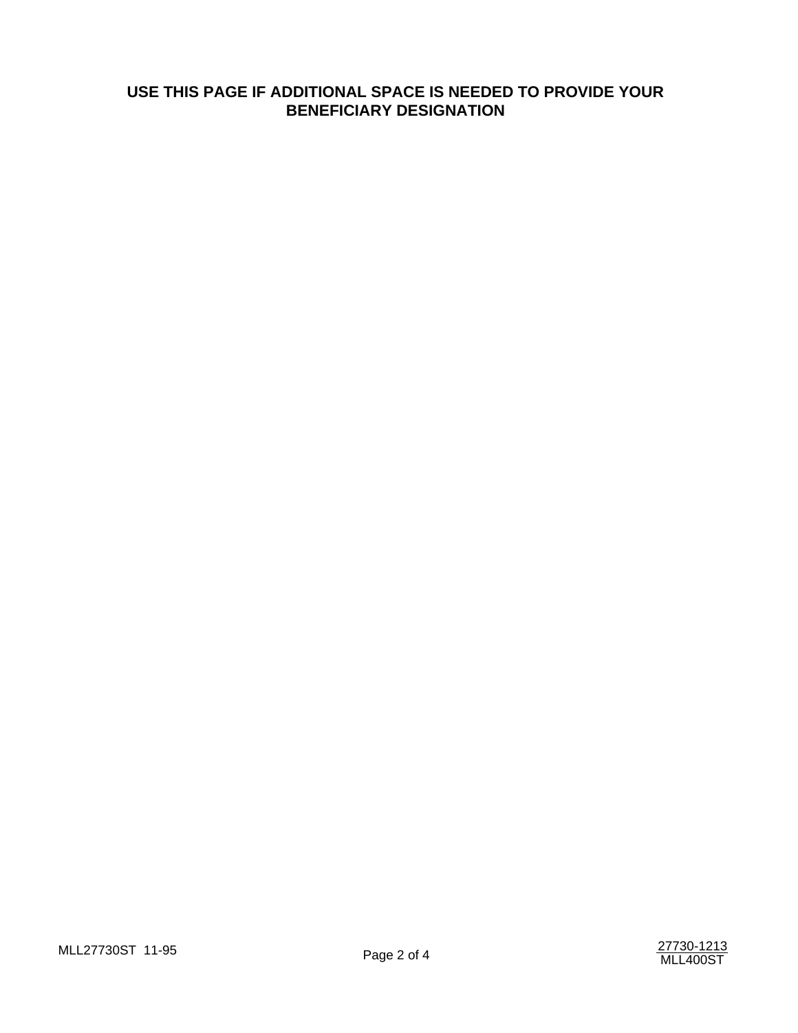# USE THIS PAGE IF ADDITIONAL SPACE IS NEEDED TO PROVIDE YOUR BENEFICIARY DESIGNATION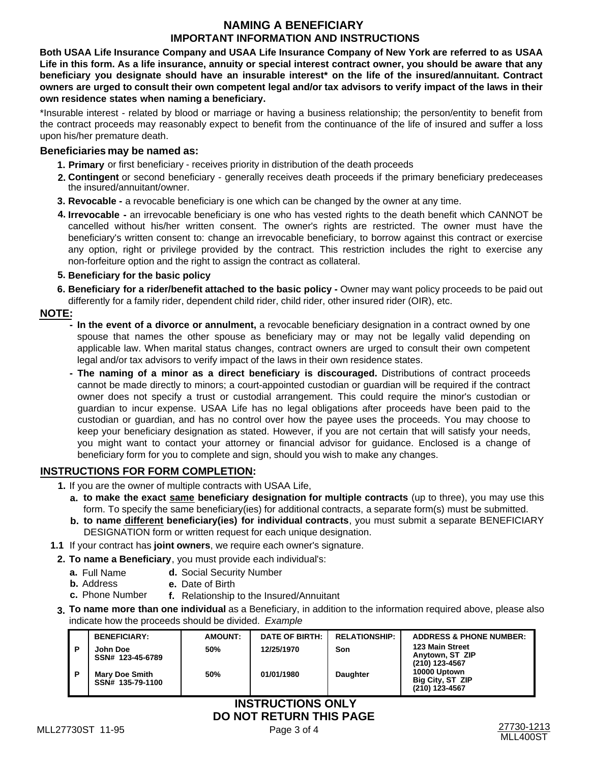# NAMING A BENEFICIARY

## IMPORTANT INFORMATION AND INSTRUCTIONS

**Both USAA Life Insurance Company and USAA Life Insurance Company of New York are referred to as USAA Life in this form. As a life insurance, annuity or special interest contract owner, you should be aware that any beneficiary you designate should have an insurable interest* on the life of the insured/annuitant. Contract owners are urged to consult their own competent legal and/or tax advisors to verify impact of the laws in their own residence states when naming a beneficiary.**

*Insurable interest - related by blood or marriage or having a business relationship; the person/entity to benefit from the contract proceeds may reasonably expect to benefit from the continuance of the life of insured and suffer a loss upon his/her premature death.

**Beneficiaries may be named as:**

1. **Primary** or first beneficiary - receives priority in distribution of the death proceeds
2. **Contingent** or second beneficiary - generally receives death proceeds if the primary beneficiary predeceases the insured/annuitant/owner.
3. **Revocable -** a revocable beneficiary is one which can be changed by the owner at any time.
4. **Irrevocable -** an irrevocable beneficiary is one who has vested rights to the death benefit which CANNOT be cancelled without his/her written consent. The owner's rights are restricted. The owner must have the beneficiary's written consent to: change an irrevocable beneficiary, to borrow against this contract or exercise any option, right or privilege provided by the contract. This restriction includes the right to exercise any non-forfeiture option and the right to assign the contract as collateral.
5. **Beneficiary for the basic policy**
6. **Beneficiary for a rider/benefit attached to the basic policy -** Owner may want policy proceeds to be paid out differently for a family rider, dependent child rider, child rider, other insured rider (OIR), etc.

**NOTE:**

- **In the event of a divorce or annulment,** a revocable beneficiary designation in a contract owned by one spouse that names the other spouse as beneficiary may or may not be legally valid depending on applicable law. When marital status changes, contract owners are urged to consult their own competent legal and/or tax advisors to verify impact of the laws in their own residence states.
- **The naming of a minor as a direct beneficiary is discouraged.** Distributions of contract proceeds cannot be made directly to minors; a court-appointed custodian or guardian will be required if the contract owner does not specify a trust or custodial arrangement. This could require the minor's custodian or guardian to incur expense. USAA Life has no legal obligations after proceeds have been paid to the custodian or guardian, and has no control over how the payee uses the proceeds. You may choose to keep your beneficiary designation as stated. However, if you are not certain that will satisfy your needs, you might want to contact your attorney or financial advisor for guidance. Enclosed is a change of beneficiary form for you to complete and sign, should you wish to make any changes.

## INSTRUCTIONS FOR FORM COMPLETION:

1. If you are the owner of multiple contracts with USAA Life,
   a. **to make the exact same beneficiary designation for multiple contracts** (up to three), you may use this form. To specify the same beneficiary(ies) for additional contracts, a separate form(s) must be submitted.
   b. **to name different beneficiary(ies) for individual contracts**, you must submit a separate BENEFICIARY DESIGNATION form or written request for each unique designation.

1.1 If your contract has **joint owners**, we require each owner's signature.

2. **To name a Beneficiary**, you must provide each individual's:
   a. Full Name
   b. Address
   c. Phone Number
   d. Social Security Number
   e. Date of Birth
   f. Relationship to the Insured/Annuitant
3. **To name more than one individual** as a Beneficiary, in addition to the information required above, please also indicate how the proceeds should be divided. *Example*

| | BENEFICIARY: | AMOUNT: | DATE OF BIRTH: | RELATIONSHIP: | ADDRESS & PHONE NUMBER: |
|---|---|---|---|---|---|
| P | John Doe SSN# 123-45-6789 | 50% | 12/25/1970 | Son | 123 Main Street Anytown, ST ZIP (210) 123-4567 |
| P | Mary Doe Smith SSN# 135-79-1100 | 50% | 01/01/1980 | Daughter | 10000 Uptown Big City, ST ZIP (210) 123-4567 |

**INSTRUCTIONS ONLY**
**DO NOT RETURN THIS PAGE**

MLL27730ST 11-95

27730-1213
MLL400ST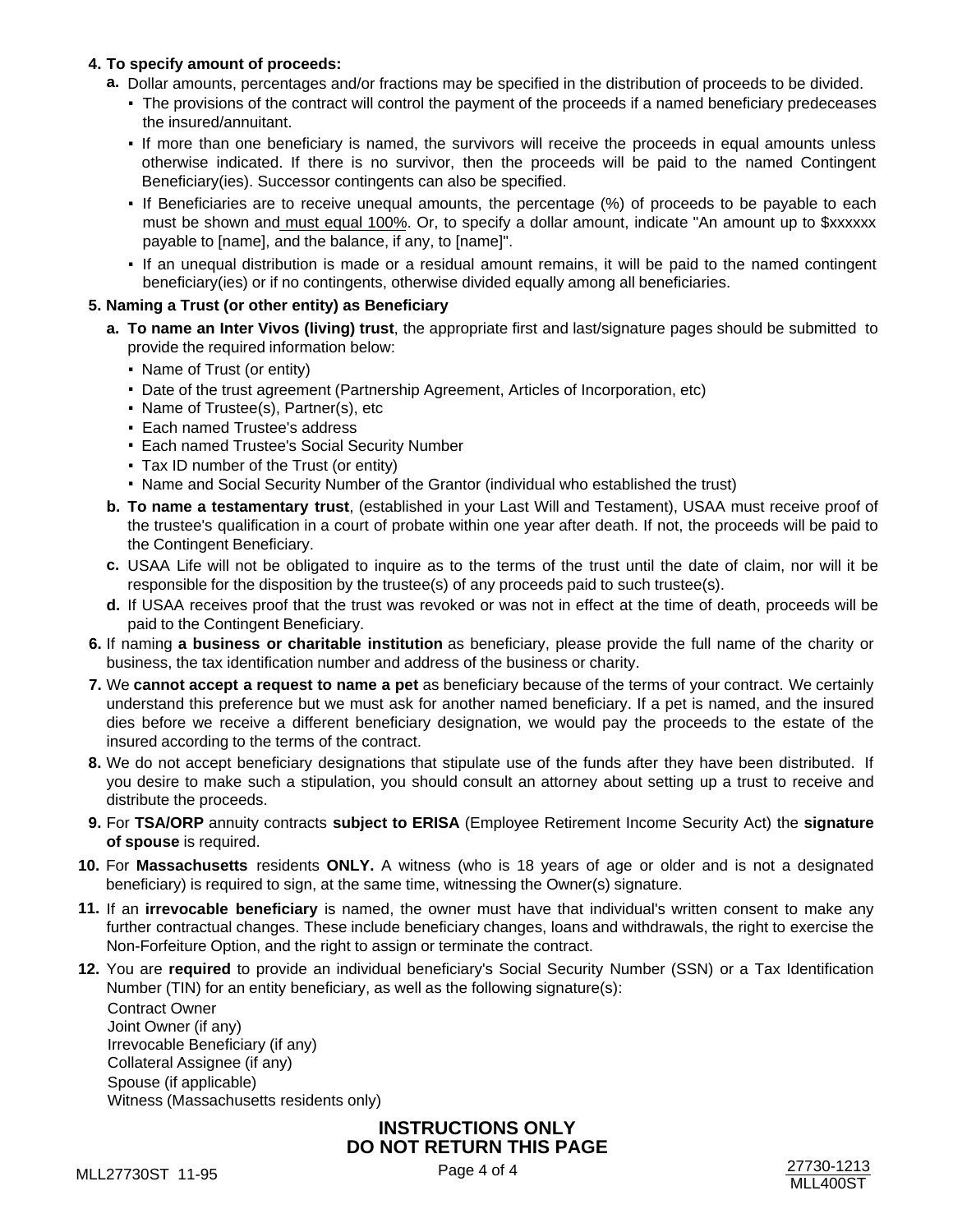**4. To specify amount of proceeds:**

a. Dollar amounts, percentages and/or fractions may be specified in the distribution of proceeds to be divided.

- The provisions of the contract will control the payment of the proceeds if a named beneficiary predeceases the insured/annuitant.
- If more than one beneficiary is named, the survivors will receive the proceeds in equal amounts unless otherwise indicated. If there is no survivor, then the proceeds will be paid to the named Contingent Beneficiary(ies). Successor contingents can also be specified.
- If Beneficiaries are to receive unequal amounts, the percentage (%) of proceeds to be payable to each must be shown and <u>must equal 100%</u>. Or, to specify a dollar amount, indicate "An amount up to $xxxxxx payable to [name], and the balance, if any, to [name]".
- If an unequal distribution is made or a residual amount remains, it will be paid to the named contingent beneficiary(ies) or if no contingents, otherwise divided equally among all beneficiaries.

**5. Naming a Trust (or other entity) as Beneficiary**

a. **To name an Inter Vivos (living) trust**, the appropriate first and last/signature pages should be submitted to provide the required information below:

- Name of Trust (or entity)
- Date of the trust agreement (Partnership Agreement, Articles of Incorporation, etc)
- Name of Trustee(s), Partner(s), etc
- Each named Trustee's address
- Each named Trustee's Social Security Number
- Tax ID number of the Trust (or entity)
- Name and Social Security Number of the Grantor (individual who established the trust)

b. **To name a testamentary trust**, (established in your Last Will and Testament), USAA must receive proof of the trustee's qualification in a court of probate within one year after death. If not, the proceeds will be paid to the Contingent Beneficiary.

c. USAA Life will not be obligated to inquire as to the terms of the trust until the date of claim, nor will it be responsible for the disposition by the trustee(s) of any proceeds paid to such trustee(s).

d. If USAA receives proof that the trust was revoked or was not in effect at the time of death, proceeds will be paid to the Contingent Beneficiary.

**6.** If naming **a business or charitable institution** as beneficiary, please provide the full name of the charity or business, the tax identification number and address of the business or charity.

**7.** We **cannot accept a request to name a pet** as beneficiary because of the terms of your contract. We certainly understand this preference but we must ask for another named beneficiary. If a pet is named, and the insured dies before we receive a different beneficiary designation, we would pay the proceeds to the estate of the insured according to the terms of the contract.

**8.** We do not accept beneficiary designations that stipulate use of the funds after they have been distributed. If you desire to make such a stipulation, you should consult an attorney about setting up a trust to receive and distribute the proceeds.

**9.** For **TSA/ORP** annuity contracts **subject to ERISA** (Employee Retirement Income Security Act) the **signature of spouse** is required.

**10.** For **Massachusetts** residents **ONLY.** A witness (who is 18 years of age or older and is not a designated beneficiary) is required to sign, at the same time, witnessing the Owner(s) signature.

**11.** If an **irrevocable beneficiary** is named, the owner must have that individual's written consent to make any further contractual changes. These include beneficiary changes, loans and withdrawals, the right to exercise the Non-Forfeiture Option, and the right to assign or terminate the contract.

**12.** You are **required** to provide an individual beneficiary's Social Security Number (SSN) or a Tax Identification Number (TIN) for an entity beneficiary, as well as the following signature(s):

Contract Owner
Joint Owner (if any)
Irrevocable Beneficiary (if any)
Collateral Assignee (if any)
Spouse (if applicable)
Witness (Massachusetts residents only)

**INSTRUCTIONS ONLY**
**DO NOT RETURN THIS PAGE**

MLL27730ST 11-95

27730-1213
MLL400ST